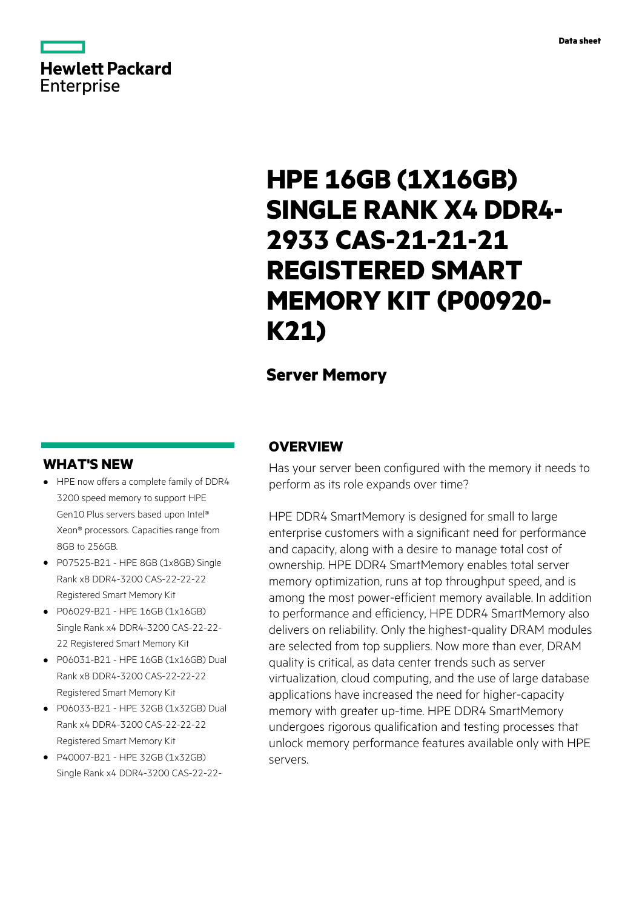Data sheet

# HPE 16GB (1X16GB) SINGLE RANK X4 DDR4-2933 CAS-21-21-21 REGISTERED SMART MEMORY KIT (P00920-K21)

## Server Memory

## WHAT'S NEW

- HPE now offers a complete family of DDR4 3200 speed memory to support HPE Gen10 Plus servers based upon Intel® Xeon® processors. Capacities range from 8GB to 256GB.
- P07525-B21 - HPE 8GB (1x8GB) Single Rank x8 DDR4-3200 CAS-22-22-22 Registered Smart Memory Kit
- P06029-B21 - HPE 16GB (1x16GB) Single Rank x4 DDR4-3200 CAS-22-22-22 Registered Smart Memory Kit
- P06031-B21 - HPE 16GB (1x16GB) Dual Rank x8 DDR4-3200 CAS-22-22-22 Registered Smart Memory Kit
- P06033-B21 - HPE 32GB (1x32GB) Dual Rank x4 DDR4-3200 CAS-22-22-22 Registered Smart Memory Kit
- P40007-B21 - HPE 32GB (1x32GB) Single Rank x4 DDR4-3200 CAS-22-22-

## OVERVIEW

Has your server been configured with the memory it needs to perform as its role expands over time?

HPE DDR4 SmartMemory is designed for small to large enterprise customers with a significant need for performance and capacity, along with a desire to manage total cost of ownership. HPE DDR4 SmartMemory enables total server memory optimization, runs at top throughput speed, and is among the most power-efficient memory available. In addition to performance and efficiency, HPE DDR4 SmartMemory also delivers on reliability. Only the highest-quality DRAM modules are selected from top suppliers. Now more than ever, DRAM quality is critical, as data center trends such as server virtualization, cloud computing, and the use of large database applications have increased the need for higher-capacity memory with greater up-time. HPE DDR4 SmartMemory undergoes rigorous qualification and testing processes that unlock memory performance features available only with HPE servers.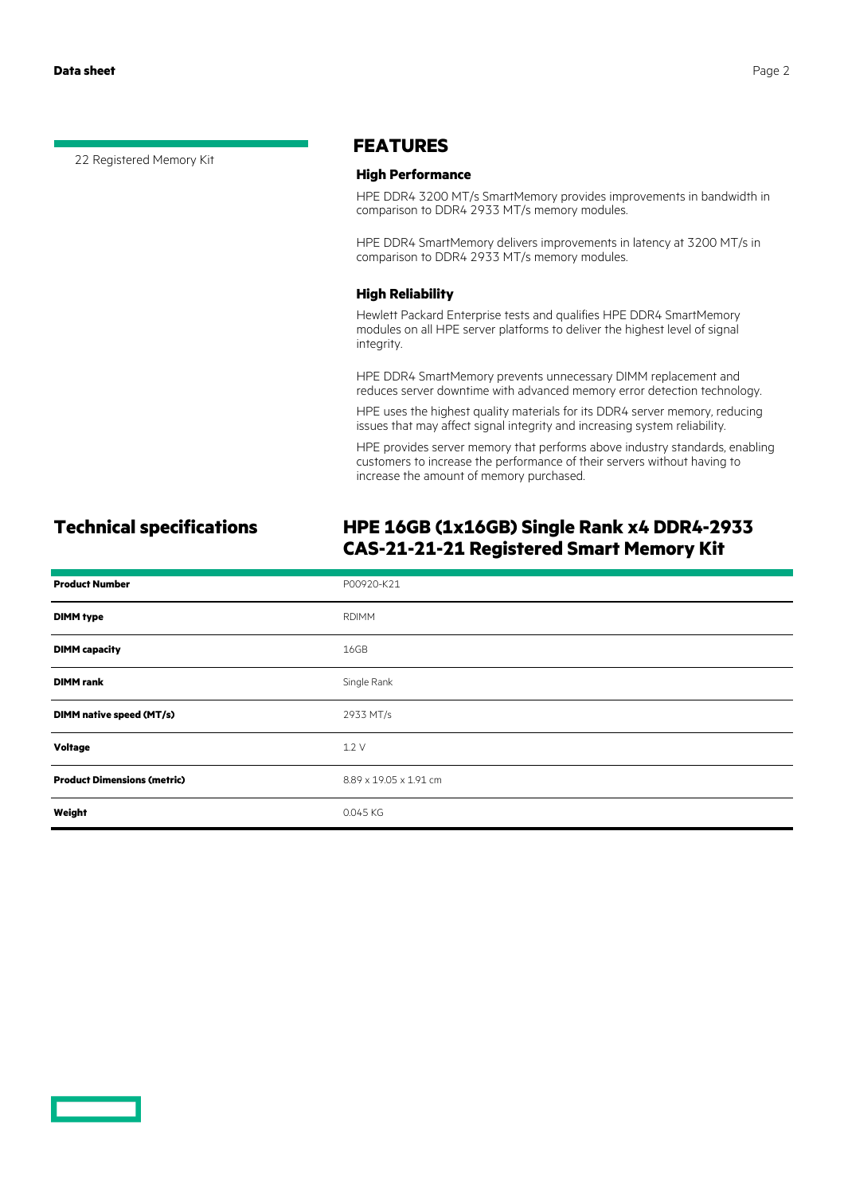22 Registered Memory Kit

## FEATURES

### High Performance

HPE DDR4 3200 MT/s SmartMemory provides improvements in bandwidth in comparison to DDR4 2933 MT/s memory modules.

HPE DDR4 SmartMemory delivers improvements in latency at 3200 MT/s in comparison to DDR4 2933 MT/s memory modules.

### High Reliability

Hewlett Packard Enterprise tests and qualifies HPE DDR4 SmartMemory modules on all HPE server platforms to deliver the highest level of signal integrity.

HPE DDR4 SmartMemory prevents unnecessary DIMM replacement and reduces server downtime with advanced memory error detection technology.

HPE uses the highest quality materials for its DDR4 server memory, reducing issues that may affect signal integrity and increasing system reliability.

HPE provides server memory that performs above industry standards, enabling customers to increase the performance of their servers without having to increase the amount of memory purchased.

## Technical specifications

## HPE 16GB (1x16GB) Single Rank x4 DDR4-2933 CAS-21-21-21 Registered Smart Memory Kit

| | |
|---|---|
| **Product Number** | P00920-K21 |
| **DIMM type** | RDIMM |
| **DIMM capacity** | 16GB |
| **DIMM rank** | Single Rank |
| **DIMM native speed (MT/s)** | 2933 MT/s |
| **Voltage** | 1.2 V |
| **Product Dimensions (metric)** | 8.89 x 19.05 x 1.91 cm |
| **Weight** | 0.045 KG |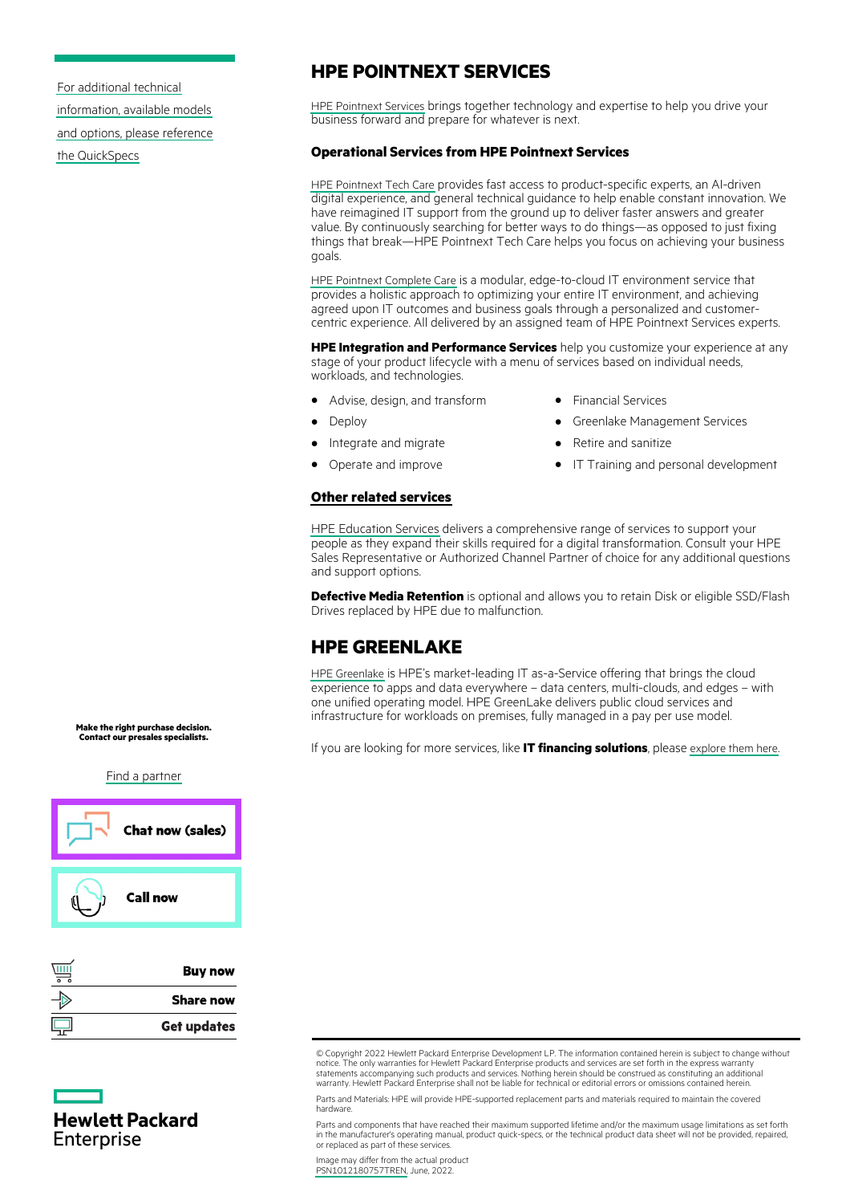For additional technical information, available models and options, please reference the QuickSpecs

# HPE POINTNEXT SERVICES

HPE Pointnext Services brings together technology and expertise to help you drive your business forward and prepare for whatever is next.

### Operational Services from HPE Pointnext Services

HPE Pointnext Tech Care provides fast access to product-specific experts, an AI-driven digital experience, and general technical guidance to help enable constant innovation. We have reimagined IT support from the ground up to deliver faster answers and greater value. By continuously searching for better ways to do things—as opposed to just fixing things that break—HPE Pointnext Tech Care helps you focus on achieving your business goals.

HPE Pointnext Complete Care is a modular, edge-to-cloud IT environment service that provides a holistic approach to optimizing your entire IT environment, and achieving agreed upon IT outcomes and business goals through a personalized and customer-centric experience. All delivered by an assigned team of HPE Pointnext Services experts.

**HPE Integration and Performance Services** help you customize your experience at any stage of your product lifecycle with a menu of services based on individual needs, workloads, and technologies.

- Advise, design, and transform
- Deploy
- Integrate and migrate
- Operate and improve
- Financial Services
- Greenlake Management Services
- Retire and sanitize
- IT Training and personal development

### Other related services

HPE Education Services delivers a comprehensive range of services to support your people as they expand their skills required for a digital transformation. Consult your HPE Sales Representative or Authorized Channel Partner of choice for any additional questions and support options.

**Defective Media Retention** is optional and allows you to retain Disk or eligible SSD/Flash Drives replaced by HPE due to malfunction.

# HPE GREENLAKE

HPE Greenlake is HPE's market-leading IT as-a-Service offering that brings the cloud experience to apps and data everywhere – data centers, multi-clouds, and edges – with one unified operating model. HPE GreenLake delivers public cloud services and infrastructure for workloads on premises, fully managed in a pay per use model.

If you are looking for more services, like **IT financing solutions**, please explore them here.

**Make the right purchase decision. Contact our presales specialists.**

Find a partner

Chat now (sales)

Call now

Buy now

Share now

Get updates

Hewlett Packard Enterprise

© Copyright 2022 Hewlett Packard Enterprise Development LP. The information contained herein is subject to change without notice. The only warranties for Hewlett Packard Enterprise products and services are set forth in the express warranty statements accompanying such products and services. Nothing herein should be construed as constituting an additional warranty. Hewlett Packard Enterprise shall not be liable for technical or editorial errors or omissions contained herein.

Parts and Materials: HPE will provide HPE-supported replacement parts and materials required to maintain the covered hardware.

Parts and components that have reached their maximum supported lifetime and/or the maximum usage limitations as set forth in the manufacturer's operating manual, product quick-specs, or the technical product data sheet will not be provided, repaired, or replaced as part of these services.

Image may differ from the actual product

PSN1012180757TREN, June, 2022.